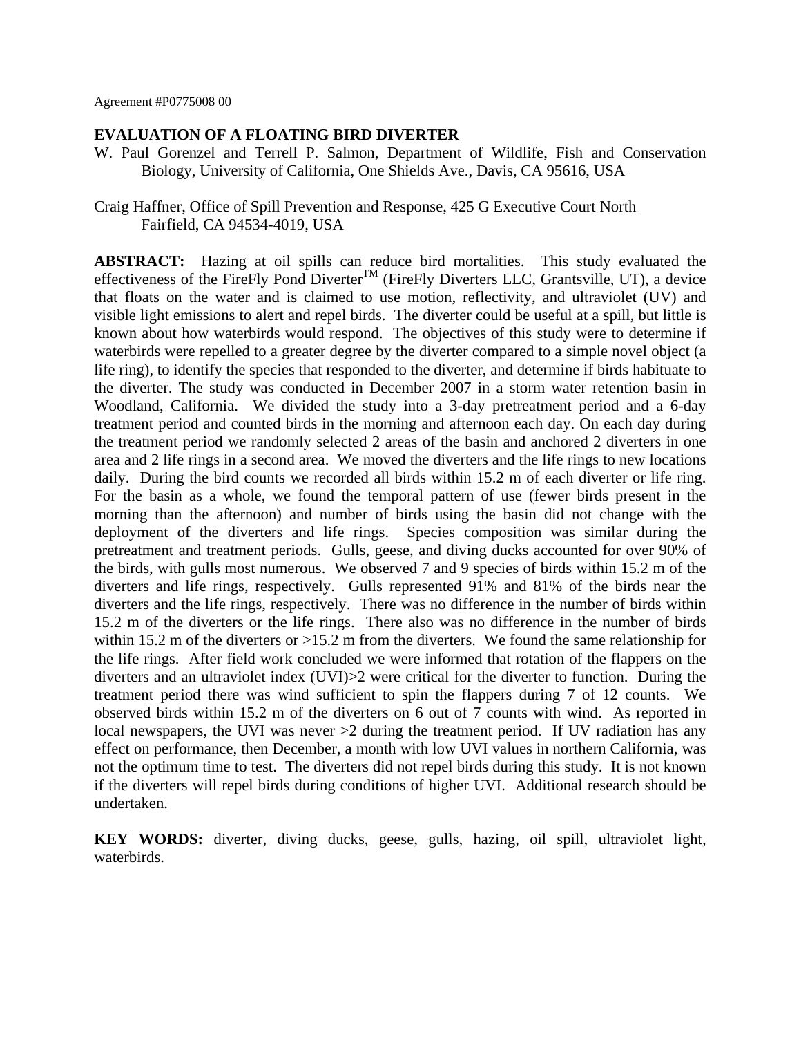Agreement #P0775008 00

# EVALUATION OF A FLOATING BIRD DIVERTER

W. Paul Gorenzel and Terrell P. Salmon, Department of Wildlife, Fish and Conservation Biology, University of California, One Shields Ave., Davis, CA 95616, USA

Craig Haffner, Office of Spill Prevention and Response, 425 G Executive Court North Fairfield, CA 94534-4019, USA

**ABSTRACT:** Hazing at oil spills can reduce bird mortalities. This study evaluated the effectiveness of the FireFly Pond Diverter™ (FireFly Diverters LLC, Grantsville, UT), a device that floats on the water and is claimed to use motion, reflectivity, and ultraviolet (UV) and visible light emissions to alert and repel birds. The diverter could be useful at a spill, but little is known about how waterbirds would respond. The objectives of this study were to determine if waterbirds were repelled to a greater degree by the diverter compared to a simple novel object (a life ring), to identify the species that responded to the diverter, and determine if birds habituate to the diverter. The study was conducted in December 2007 in a storm water retention basin in Woodland, California. We divided the study into a 3-day pretreatment period and a 6-day treatment period and counted birds in the morning and afternoon each day. On each day during the treatment period we randomly selected 2 areas of the basin and anchored 2 diverters in one area and 2 life rings in a second area. We moved the diverters and the life rings to new locations daily. During the bird counts we recorded all birds within 15.2 m of each diverter or life ring. For the basin as a whole, we found the temporal pattern of use (fewer birds present in the morning than the afternoon) and number of birds using the basin did not change with the deployment of the diverters and life rings. Species composition was similar during the pretreatment and treatment periods. Gulls, geese, and diving ducks accounted for over 90% of the birds, with gulls most numerous. We observed 7 and 9 species of birds within 15.2 m of the diverters and life rings, respectively. Gulls represented 91% and 81% of the birds near the diverters and the life rings, respectively. There was no difference in the number of birds within 15.2 m of the diverters or the life rings. There also was no difference in the number of birds within 15.2 m of the diverters or >15.2 m from the diverters. We found the same relationship for the life rings. After field work concluded we were informed that rotation of the flappers on the diverters and an ultraviolet index (UVI)>2 were critical for the diverter to function. During the treatment period there was wind sufficient to spin the flappers during 7 of 12 counts. We observed birds within 15.2 m of the diverters on 6 out of 7 counts with wind. As reported in local newspapers, the UVI was never >2 during the treatment period. If UV radiation has any effect on performance, then December, a month with low UVI values in northern California, was not the optimum time to test. The diverters did not repel birds during this study. It is not known if the diverters will repel birds during conditions of higher UVI. Additional research should be undertaken.

**KEY WORDS:** diverter, diving ducks, geese, gulls, hazing, oil spill, ultraviolet light, waterbirds.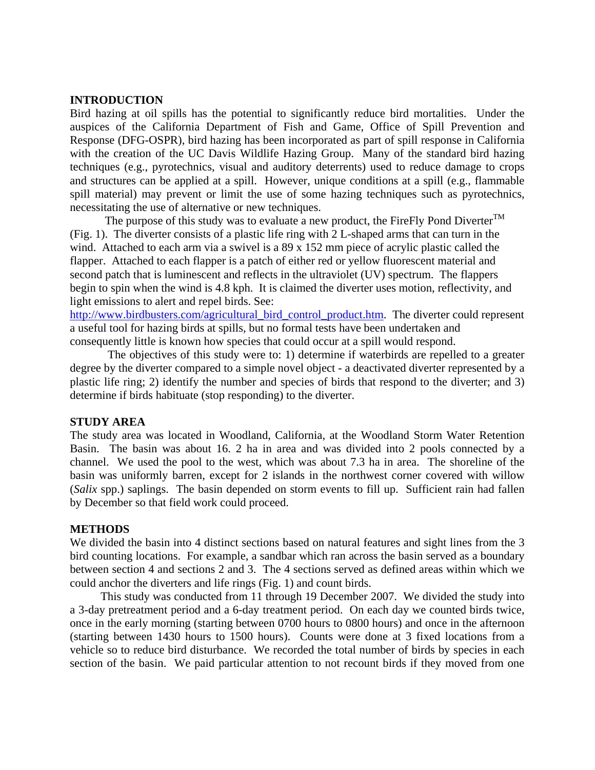## INTRODUCTION

Bird hazing at oil spills has the potential to significantly reduce bird mortalities. Under the auspices of the California Department of Fish and Game, Office of Spill Prevention and Response (DFG-OSPR), bird hazing has been incorporated as part of spill response in California with the creation of the UC Davis Wildlife Hazing Group. Many of the standard bird hazing techniques (e.g., pyrotechnics, visual and auditory deterrents) used to reduce damage to crops and structures can be applied at a spill. However, unique conditions at a spill (e.g., flammable spill material) may prevent or limit the use of some hazing techniques such as pyrotechnics, necessitating the use of alternative or new techniques.

The purpose of this study was to evaluate a new product, the FireFly Pond Diverter™ (Fig. 1). The diverter consists of a plastic life ring with 2 L-shaped arms that can turn in the wind. Attached to each arm via a swivel is a 89 x 152 mm piece of acrylic plastic called the flapper. Attached to each flapper is a patch of either red or yellow fluorescent material and second patch that is luminescent and reflects in the ultraviolet (UV) spectrum. The flappers begin to spin when the wind is 4.8 kph. It is claimed the diverter uses motion, reflectivity, and light emissions to alert and repel birds. See: http://www.birdbusters.com/agricultural_bird_control_product.htm. The diverter could represent a useful tool for hazing birds at spills, but no formal tests have been undertaken and consequently little is known how species that could occur at a spill would respond.

The objectives of this study were to: 1) determine if waterbirds are repelled to a greater degree by the diverter compared to a simple novel object - a deactivated diverter represented by a plastic life ring; 2) identify the number and species of birds that respond to the diverter; and 3) determine if birds habituate (stop responding) to the diverter.

## STUDY AREA

The study area was located in Woodland, California, at the Woodland Storm Water Retention Basin. The basin was about 16. 2 ha in area and was divided into 2 pools connected by a channel. We used the pool to the west, which was about 7.3 ha in area. The shoreline of the basin was uniformly barren, except for 2 islands in the northwest corner covered with willow (*Salix* spp.) saplings. The basin depended on storm events to fill up. Sufficient rain had fallen by December so that field work could proceed.

## METHODS

We divided the basin into 4 distinct sections based on natural features and sight lines from the 3 bird counting locations. For example, a sandbar which ran across the basin served as a boundary between section 4 and sections 2 and 3. The 4 sections served as defined areas within which we could anchor the diverters and life rings (Fig. 1) and count birds.

This study was conducted from 11 through 19 December 2007. We divided the study into a 3-day pretreatment period and a 6-day treatment period. On each day we counted birds twice, once in the early morning (starting between 0700 hours to 0800 hours) and once in the afternoon (starting between 1430 hours to 1500 hours). Counts were done at 3 fixed locations from a vehicle so to reduce bird disturbance. We recorded the total number of birds by species in each section of the basin. We paid particular attention to not recount birds if they moved from one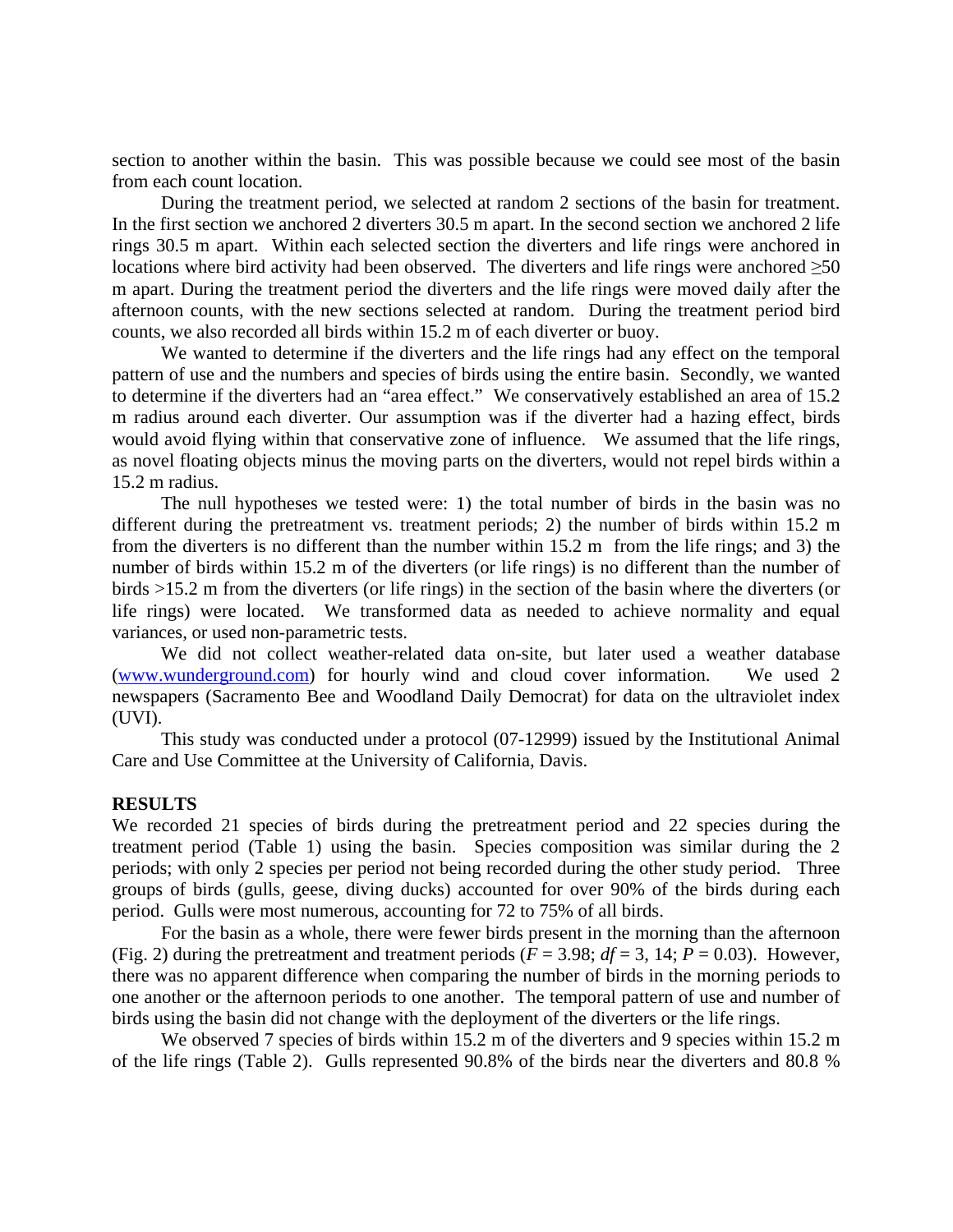section to another within the basin. This was possible because we could see most of the basin from each count location.

During the treatment period, we selected at random 2 sections of the basin for treatment. In the first section we anchored 2 diverters 30.5 m apart. In the second section we anchored 2 life rings 30.5 m apart. Within each selected section the diverters and life rings were anchored in locations where bird activity had been observed. The diverters and life rings were anchored ≥50 m apart. During the treatment period the diverters and the life rings were moved daily after the afternoon counts, with the new sections selected at random. During the treatment period bird counts, we also recorded all birds within 15.2 m of each diverter or buoy.

We wanted to determine if the diverters and the life rings had any effect on the temporal pattern of use and the numbers and species of birds using the entire basin. Secondly, we wanted to determine if the diverters had an "area effect." We conservatively established an area of 15.2 m radius around each diverter. Our assumption was if the diverter had a hazing effect, birds would avoid flying within that conservative zone of influence. We assumed that the life rings, as novel floating objects minus the moving parts on the diverters, would not repel birds within a 15.2 m radius.

The null hypotheses we tested were: 1) the total number of birds in the basin was no different during the pretreatment vs. treatment periods; 2) the number of birds within 15.2 m from the diverters is no different than the number within 15.2 m from the life rings; and 3) the number of birds within 15.2 m of the diverters (or life rings) is no different than the number of birds >15.2 m from the diverters (or life rings) in the section of the basin where the diverters (or life rings) were located. We transformed data as needed to achieve normality and equal variances, or used non-parametric tests.

We did not collect weather-related data on-site, but later used a weather database (www.wunderground.com) for hourly wind and cloud cover information. We used 2 newspapers (Sacramento Bee and Woodland Daily Democrat) for data on the ultraviolet index (UVI).

This study was conducted under a protocol (07-12999) issued by the Institutional Animal Care and Use Committee at the University of California, Davis.

## RESULTS

We recorded 21 species of birds during the pretreatment period and 22 species during the treatment period (Table 1) using the basin. Species composition was similar during the 2 periods; with only 2 species per period not being recorded during the other study period. Three groups of birds (gulls, geese, diving ducks) accounted for over 90% of the birds during each period. Gulls were most numerous, accounting for 72 to 75% of all birds.

For the basin as a whole, there were fewer birds present in the morning than the afternoon (Fig. 2) during the pretreatment and treatment periods ($F = 3.98$; $df = 3, 14$; $P = 0.03$). However, there was no apparent difference when comparing the number of birds in the morning periods to one another or the afternoon periods to one another. The temporal pattern of use and number of birds using the basin did not change with the deployment of the diverters or the life rings.

We observed 7 species of birds within 15.2 m of the diverters and 9 species within 15.2 m of the life rings (Table 2). Gulls represented 90.8% of the birds near the diverters and 80.8 %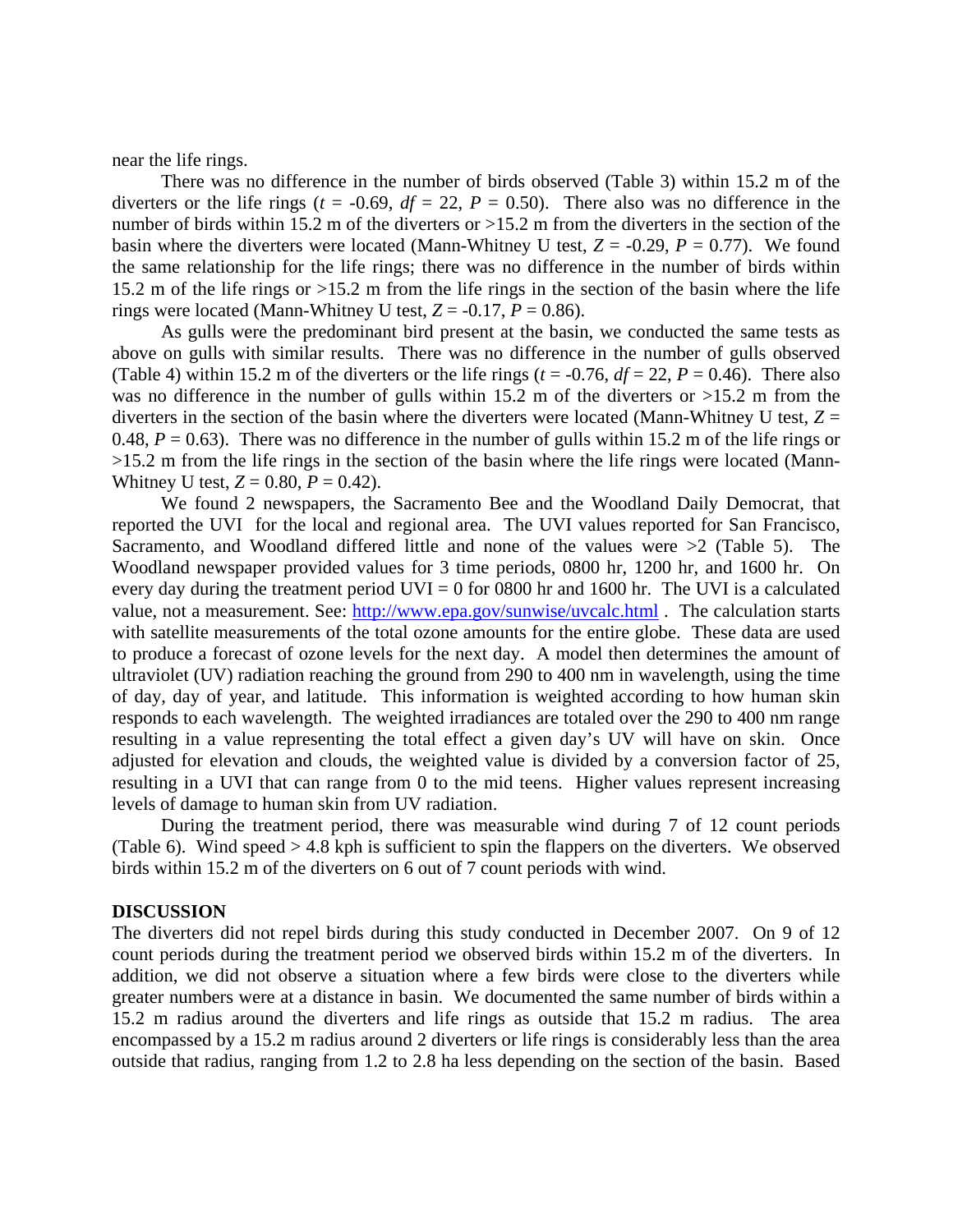near the life rings.

There was no difference in the number of birds observed (Table 3) within 15.2 m of the diverters or the life rings ($t$ = -0.69, $df$ = 22, $P$ = 0.50). There also was no difference in the number of birds within 15.2 m of the diverters or >15.2 m from the diverters in the section of the basin where the diverters were located (Mann-Whitney U test, $Z$ = -0.29, $P$ = 0.77). We found the same relationship for the life rings; there was no difference in the number of birds within 15.2 m of the life rings or >15.2 m from the life rings in the section of the basin where the life rings were located (Mann-Whitney U test, $Z$ = -0.17, $P$ = 0.86).

As gulls were the predominant bird present at the basin, we conducted the same tests as above on gulls with similar results. There was no difference in the number of gulls observed (Table 4) within 15.2 m of the diverters or the life rings ($t$ = -0.76, $df$ = 22, $P$ = 0.46). There also was no difference in the number of gulls within 15.2 m of the diverters or >15.2 m from the diverters in the section of the basin where the diverters were located (Mann-Whitney U test, $Z$ = 0.48, $P$ = 0.63). There was no difference in the number of gulls within 15.2 m of the life rings or >15.2 m from the life rings in the section of the basin where the life rings were located (Mann-Whitney U test, $Z$ = 0.80, $P$ = 0.42).

We found 2 newspapers, the Sacramento Bee and the Woodland Daily Democrat, that reported the UVI for the local and regional area. The UVI values reported for San Francisco, Sacramento, and Woodland differed little and none of the values were >2 (Table 5). The Woodland newspaper provided values for 3 time periods, 0800 hr, 1200 hr, and 1600 hr. On every day during the treatment period UVI = 0 for 0800 hr and 1600 hr. The UVI is a calculated value, not a measurement. See: http://www.epa.gov/sunwise/uvcalc.html . The calculation starts with satellite measurements of the total ozone amounts for the entire globe. These data are used to produce a forecast of ozone levels for the next day. A model then determines the amount of ultraviolet (UV) radiation reaching the ground from 290 to 400 nm in wavelength, using the time of day, day of year, and latitude. This information is weighted according to how human skin responds to each wavelength. The weighted irradiances are totaled over the 290 to 400 nm range resulting in a value representing the total effect a given day's UV will have on skin. Once adjusted for elevation and clouds, the weighted value is divided by a conversion factor of 25, resulting in a UVI that can range from 0 to the mid teens. Higher values represent increasing levels of damage to human skin from UV radiation.

During the treatment period, there was measurable wind during 7 of 12 count periods (Table 6). Wind speed > 4.8 kph is sufficient to spin the flappers on the diverters. We observed birds within 15.2 m of the diverters on 6 out of 7 count periods with wind.

## DISCUSSION

The diverters did not repel birds during this study conducted in December 2007. On 9 of 12 count periods during the treatment period we observed birds within 15.2 m of the diverters. In addition, we did not observe a situation where a few birds were close to the diverters while greater numbers were at a distance in basin. We documented the same number of birds within a 15.2 m radius around the diverters and life rings as outside that 15.2 m radius. The area encompassed by a 15.2 m radius around 2 diverters or life rings is considerably less than the area outside that radius, ranging from 1.2 to 2.8 ha less depending on the section of the basin. Based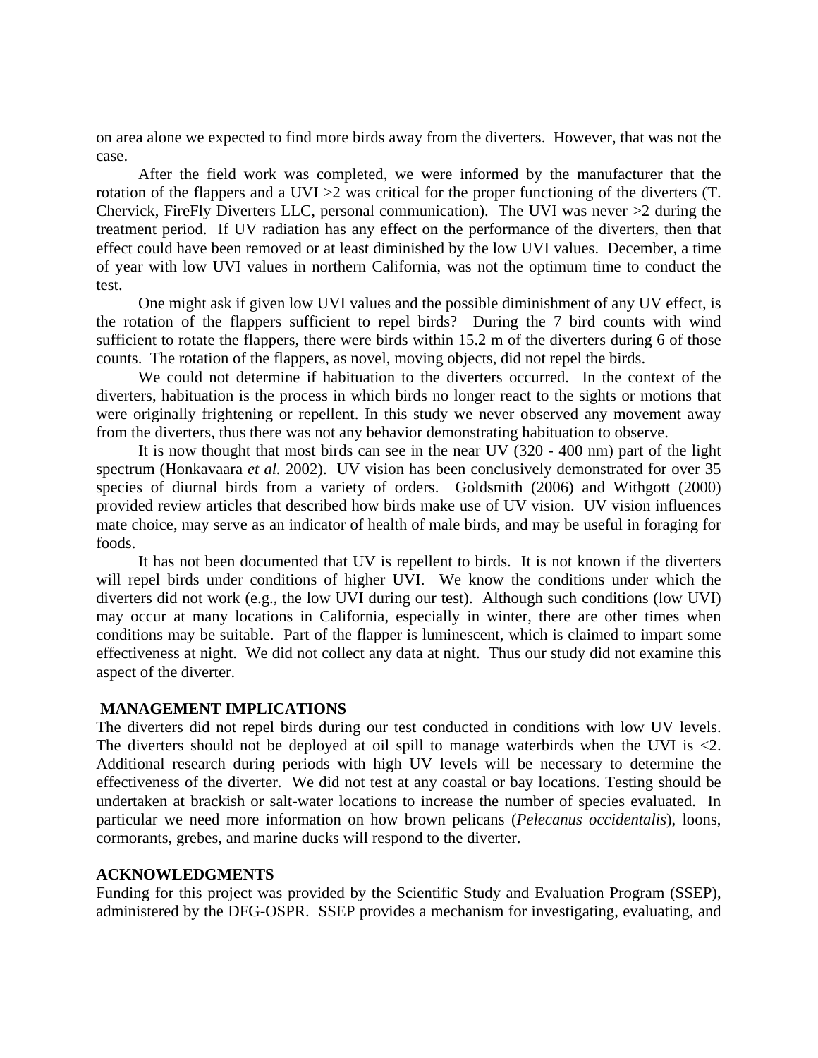on area alone we expected to find more birds away from the diverters. However, that was not the case.

After the field work was completed, we were informed by the manufacturer that the rotation of the flappers and a UVI >2 was critical for the proper functioning of the diverters (T. Chervick, FireFly Diverters LLC, personal communication). The UVI was never >2 during the treatment period. If UV radiation has any effect on the performance of the diverters, then that effect could have been removed or at least diminished by the low UVI values. December, a time of year with low UVI values in northern California, was not the optimum time to conduct the test.

One might ask if given low UVI values and the possible diminishment of any UV effect, is the rotation of the flappers sufficient to repel birds? During the 7 bird counts with wind sufficient to rotate the flappers, there were birds within 15.2 m of the diverters during 6 of those counts. The rotation of the flappers, as novel, moving objects, did not repel the birds.

We could not determine if habituation to the diverters occurred. In the context of the diverters, habituation is the process in which birds no longer react to the sights or motions that were originally frightening or repellent. In this study we never observed any movement away from the diverters, thus there was not any behavior demonstrating habituation to observe.

It is now thought that most birds can see in the near UV (320 - 400 nm) part of the light spectrum (Honkavaara *et al.* 2002). UV vision has been conclusively demonstrated for over 35 species of diurnal birds from a variety of orders. Goldsmith (2006) and Withgott (2000) provided review articles that described how birds make use of UV vision. UV vision influences mate choice, may serve as an indicator of health of male birds, and may be useful in foraging for foods.

It has not been documented that UV is repellent to birds. It is not known if the diverters will repel birds under conditions of higher UVI. We know the conditions under which the diverters did not work (e.g., the low UVI during our test). Although such conditions (low UVI) may occur at many locations in California, especially in winter, there are other times when conditions may be suitable. Part of the flapper is luminescent, which is claimed to impart some effectiveness at night. We did not collect any data at night. Thus our study did not examine this aspect of the diverter.

## MANAGEMENT IMPLICATIONS

The diverters did not repel birds during our test conducted in conditions with low UV levels. The diverters should not be deployed at oil spill to manage waterbirds when the UVI is <2. Additional research during periods with high UV levels will be necessary to determine the effectiveness of the diverter. We did not test at any coastal or bay locations. Testing should be undertaken at brackish or salt-water locations to increase the number of species evaluated. In particular we need more information on how brown pelicans (*Pelecanus occidentalis*), loons, cormorants, grebes, and marine ducks will respond to the diverter.

## ACKNOWLEDGMENTS

Funding for this project was provided by the Scientific Study and Evaluation Program (SSEP), administered by the DFG-OSPR. SSEP provides a mechanism for investigating, evaluating, and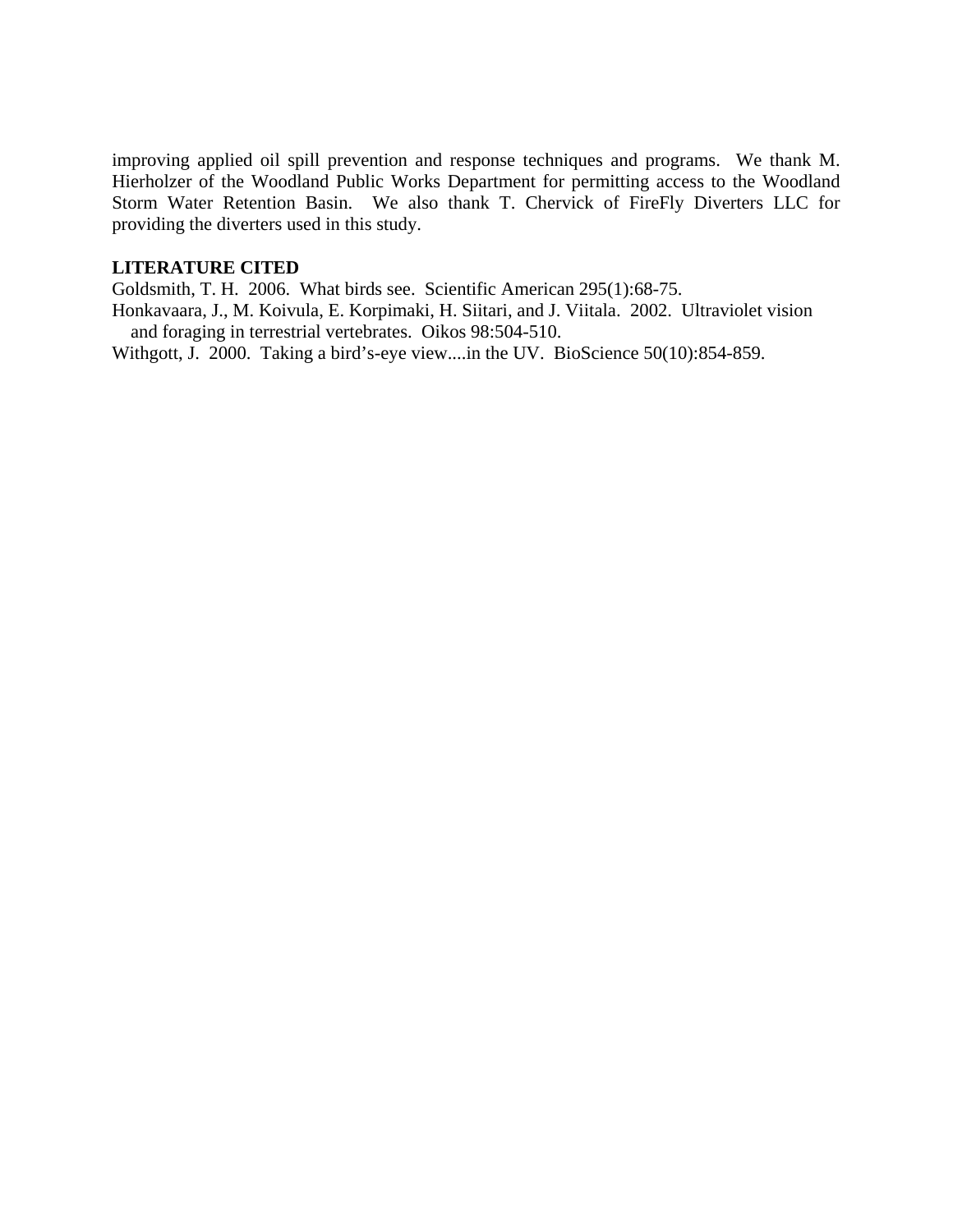improving applied oil spill prevention and response techniques and programs. We thank M. Hierholzer of the Woodland Public Works Department for permitting access to the Woodland Storm Water Retention Basin. We also thank T. Chervick of FireFly Diverters LLC for providing the diverters used in this study.

**LITERATURE CITED**

Goldsmith, T. H. 2006. What birds see. Scientific American 295(1):68-75.

Honkavaara, J., M. Koivula, E. Korpimaki, H. Siitari, and J. Viitala. 2002. Ultraviolet vision and foraging in terrestrial vertebrates. Oikos 98:504-510.

Withgott, J. 2000. Taking a bird's-eye view....in the UV. BioScience 50(10):854-859.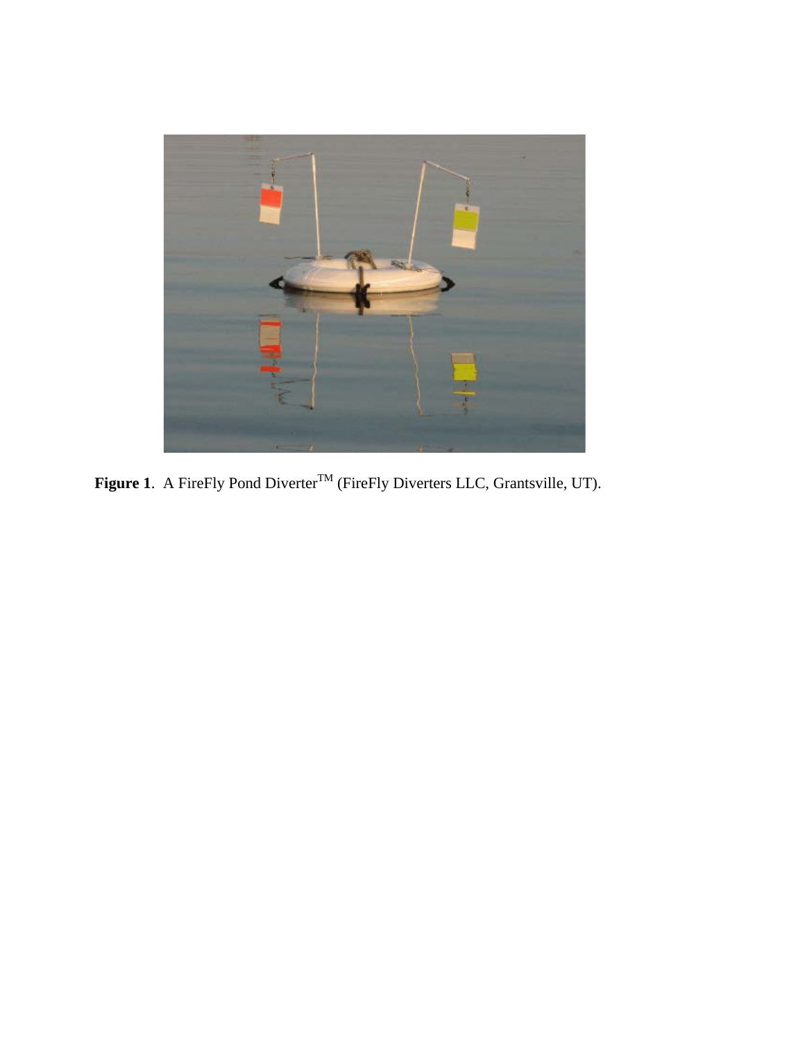**Figure 1**. A FireFly Pond Diverter$^{TM}$ (FireFly Diverters LLC, Grantsville, UT).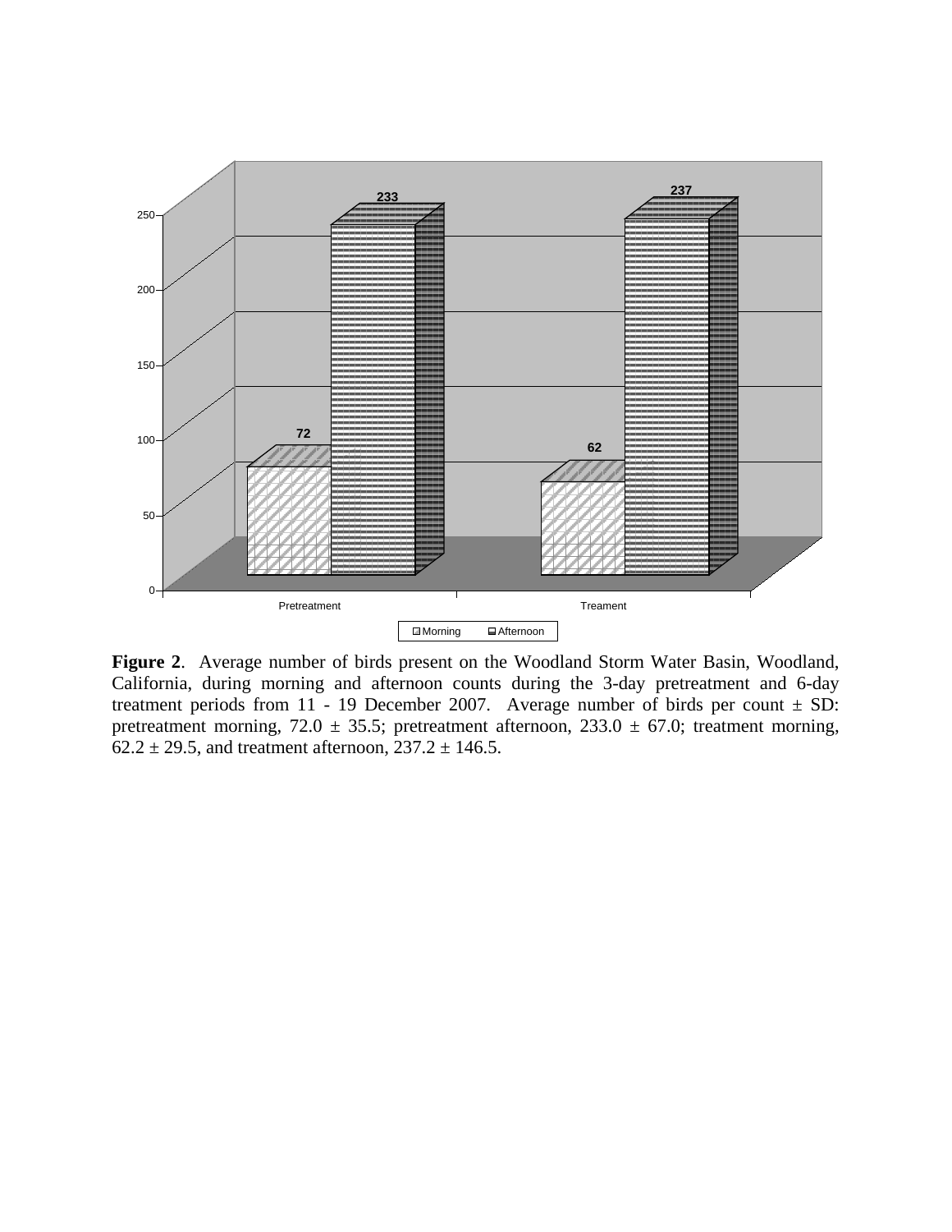**Figure 2**. Average number of birds present on the Woodland Storm Water Basin, Woodland, California, during morning and afternoon counts during the 3-day pretreatment and 6-day treatment periods from 11 - 19 December 2007. Average number of birds per count ± SD: pretreatment morning, 72.0 ± 35.5; pretreatment afternoon, 233.0 ± 67.0; treatment morning, 62.2 ± 29.5, and treatment afternoon, 237.2 ± 146.5.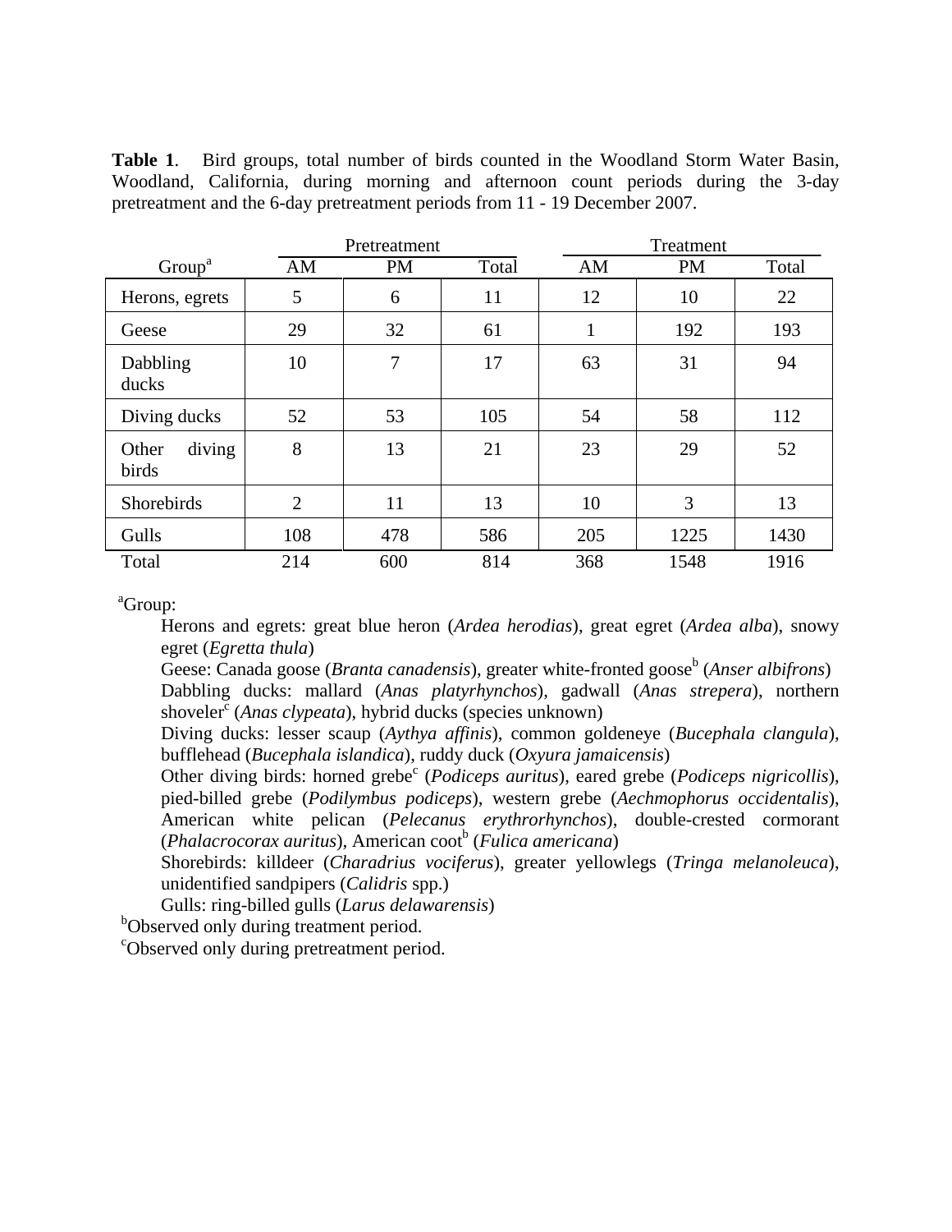**Table 1**. Bird groups, total number of birds counted in the Woodland Storm Water Basin, Woodland, California, during morning and afternoon count periods during the 3-day pretreatment and the 6-day pretreatment periods from 11 - 19 December 2007.

| | Pretreatment | | | Treatment | | |
|---|---|---|---|---|---|---|
| Group[a] | AM | PM | Total | AM | PM | Total |
| Herons, egrets | 5 | 6 | 11 | 12 | 10 | 22 |
| Geese | 29 | 32 | 61 | 1 | 192 | 193 |
| Dabbling ducks | 10 | 7 | 17 | 63 | 31 | 94 |
| Diving ducks | 52 | 53 | 105 | 54 | 58 | 112 |
| Other diving birds | 8 | 13 | 21 | 23 | 29 | 52 |
| Shorebirds | 2 | 11 | 13 | 10 | 3 | 13 |
| Gulls | 108 | 478 | 586 | 205 | 1225 | 1430 |
| Total | 214 | 600 | 814 | 368 | 1548 | 1916 |

[a]Group:

Herons and egrets: great blue heron (*Ardea herodias*), great egret (*Ardea alba*), snowy egret (*Egretta thula*)

Geese: Canada goose (*Branta canadensis*), greater white-fronted goose[b] (*Anser albifrons*)

Dabbling ducks: mallard (*Anas platyrhynchos*), gadwall (*Anas strepera*), northern shoveler[c] (*Anas clypeata*), hybrid ducks (species unknown)

Diving ducks: lesser scaup (*Aythya affinis*), common goldeneye (*Bucephala clangula*), bufflehead (*Bucephala islandica*), ruddy duck (*Oxyura jamaicensis*)

Other diving birds: horned grebe[c] (*Podiceps auritus*), eared grebe (*Podiceps nigricollis*), pied-billed grebe (*Podilymbus podiceps*), western grebe (*Aechmophorus occidentalis*), American white pelican (*Pelecanus erythrorhynchos*), double-crested cormorant (*Phalacrocorax auritus*), American coot[b] (*Fulica americana*)

Shorebirds: killdeer (*Charadrius vociferus*), greater yellowlegs (*Tringa melanoleuca*), unidentified sandpipers (*Calidris* spp.)

Gulls: ring-billed gulls (*Larus delawarensis*)

[b]Observed only during treatment period.

[c]Observed only during pretreatment period.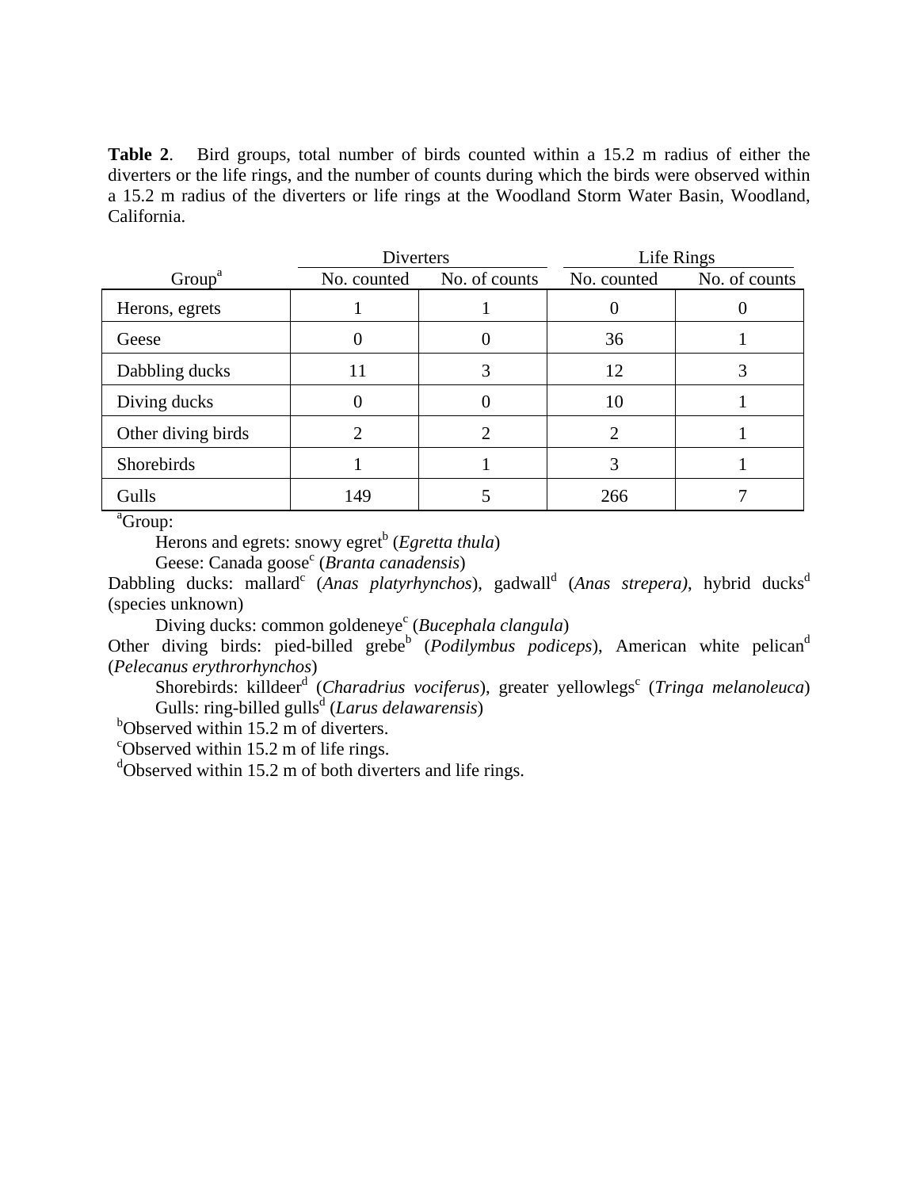**Table 2**. Bird groups, total number of birds counted within a 15.2 m radius of either the diverters or the life rings, and the number of counts during which the birds were observed within a 15.2 m radius of the diverters or life rings at the Woodland Storm Water Basin, Woodland, California.

| Group[a] | Diverters | | Life Rings | |
|---|---|---|---|---|
| | No. counted | No. of counts | No. counted | No. of counts |
| Herons, egrets | 1 | 1 | 0 | 0 |
| Geese | 0 | 0 | 36 | 1 |
| Dabbling ducks | 11 | 3 | 12 | 3 |
| Diving ducks | 0 | 0 | 10 | 1 |
| Other diving birds | 2 | 2 | 2 | 1 |
| Shorebirds | 1 | 1 | 3 | 1 |
| Gulls | 149 | 5 | 266 | 7 |

[a]Group:

Herons and egrets: snowy egret[b] (*Egretta thula*)

Geese: Canada goose[c] (*Branta canadensis*)

Dabbling ducks: mallard[c] (*Anas platyrhynchos*), gadwall[d] (*Anas strepera)*, hybrid ducks[d] (species unknown)

Diving ducks: common goldeneye[c] (*Bucephala clangula*)

Other diving birds: pied-billed grebe[b] (*Podilymbus podiceps*), American white pelican[d] (*Pelecanus erythrorhynchos*)

Shorebirds: killdeer[d] (*Charadrius vociferus*), greater yellowlegs[c] (*Tringa melanoleuca*)

Gulls: ring-billed gulls[d] (*Larus delawarensis*)

[b]Observed within 15.2 m of diverters.

[c]Observed within 15.2 m of life rings.

[d]Observed within 15.2 m of both diverters and life rings.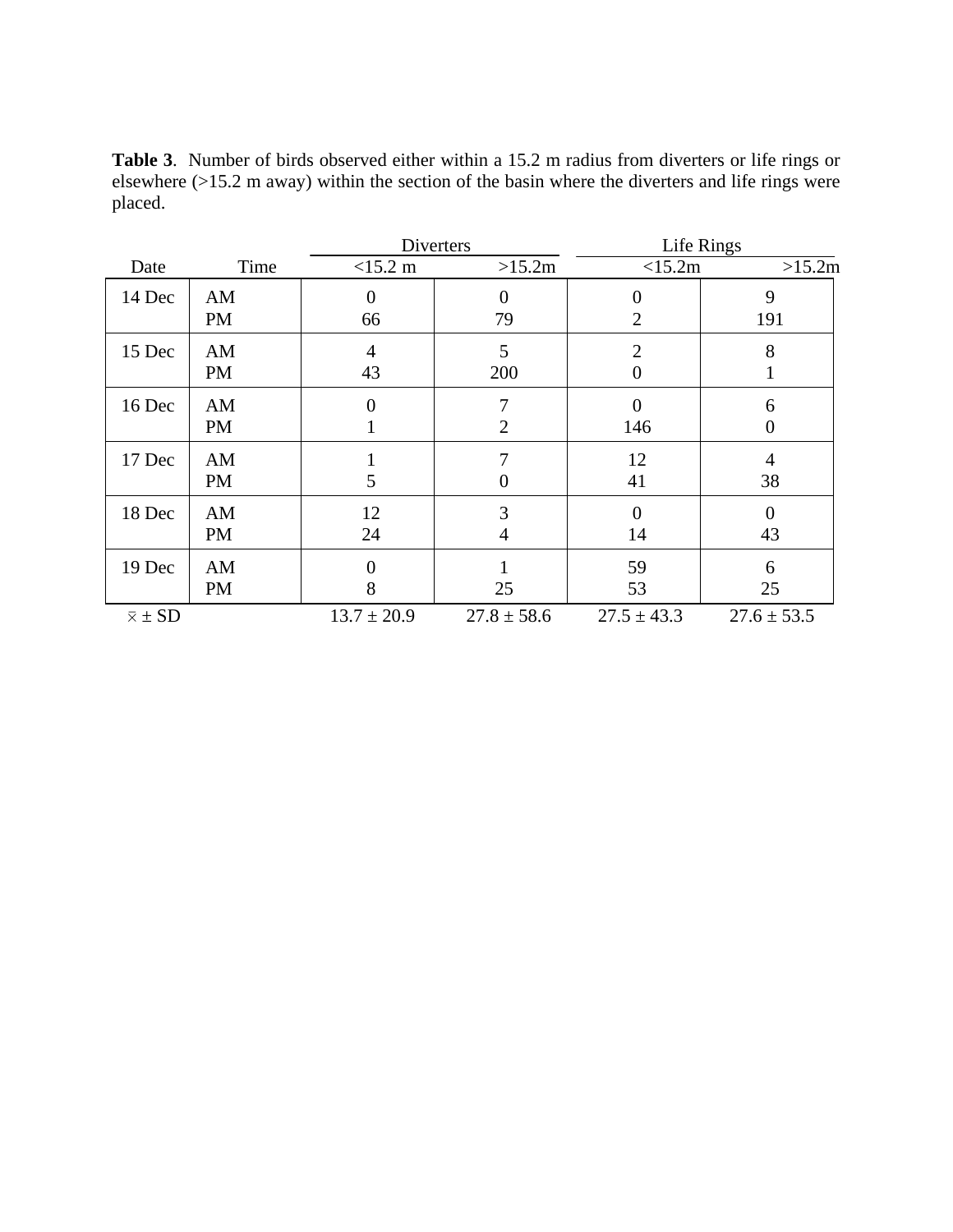**Table 3**. Number of birds observed either within a 15.2 m radius from diverters or life rings or elsewhere (>15.2 m away) within the section of the basin where the diverters and life rings were placed.

| Date | Time | Diverters | | Life Rings | |
|---|---|---|---|---|---|
| | | <15.2 m | >15.2m | <15.2m | >15.2m |
| 14 Dec | AM | 0 | 0 | 0 | 9 |
| | PM | 66 | 79 | 2 | 191 |
| 15 Dec | AM | 4 | 5 | 2 | 8 |
| | PM | 43 | 200 | 0 | 1 |
| 16 Dec | AM | 0 | 7 | 0 | 6 |
| | PM | 1 | 2 | 146 | 0 |
| 17 Dec | AM | 1 | 7 | 12 | 4 |
| | PM | 5 | 0 | 41 | 38 |
| 18 Dec | AM | 12 | 3 | 0 | 0 |
| | PM | 24 | 4 | 14 | 43 |
| 19 Dec | AM | 0 | 1 | 59 | 6 |
| | PM | 8 | 25 | 53 | 25 |
| $\bar{x}$ ± SD | | 13.7 ± 20.9 | 27.8 ± 58.6 | 27.5 ± 43.3 | 27.6 ± 53.5 |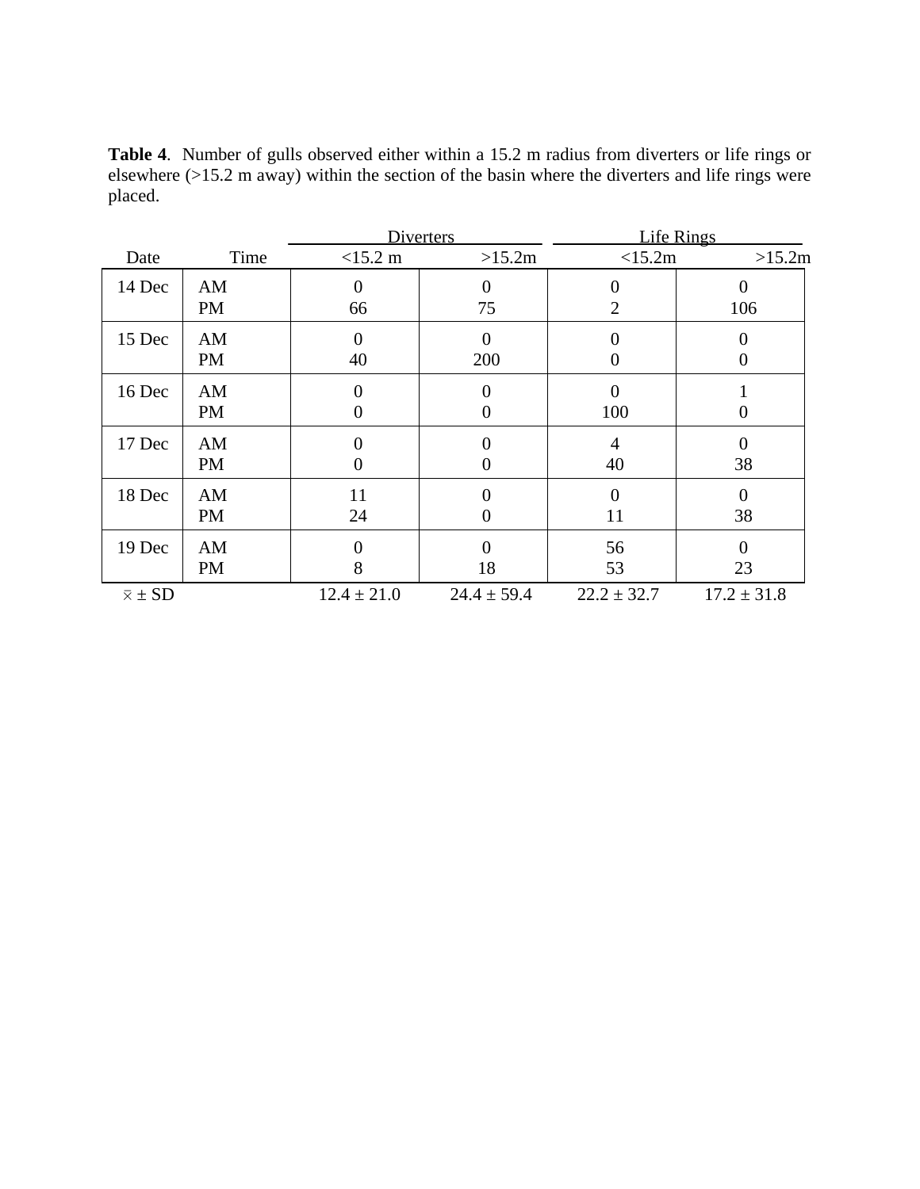**Table 4**. Number of gulls observed either within a 15.2 m radius from diverters or life rings or elsewhere (>15.2 m away) within the section of the basin where the diverters and life rings were placed.

| Date | Time | Diverters | | Life Rings | |
|---|---|---|---|---|---|
| | | <15.2 m | >15.2m | <15.2m | >15.2m |
| 14 Dec | AM | 0 | 0 | 0 | 0 |
| | PM | 66 | 75 | 2 | 106 |
| 15 Dec | AM | 0 | 0 | 0 | 0 |
| | PM | 40 | 200 | 0 | 0 |
| 16 Dec | AM | 0 | 0 | 0 | 1 |
| | PM | 0 | 0 | 100 | 0 |
| 17 Dec | AM | 0 | 0 | 4 | 0 |
| | PM | 0 | 0 | 40 | 38 |
| 18 Dec | AM | 11 | 0 | 0 | 0 |
| | PM | 24 | 0 | 11 | 38 |
| 19 Dec | AM | 0 | 0 | 56 | 0 |
| | PM | 8 | 18 | 53 | 23 |
| $\bar{x}$ ± SD | | 12.4 ± 21.0 | 24.4 ± 59.4 | 22.2 ± 32.7 | 17.2 ± 31.8 |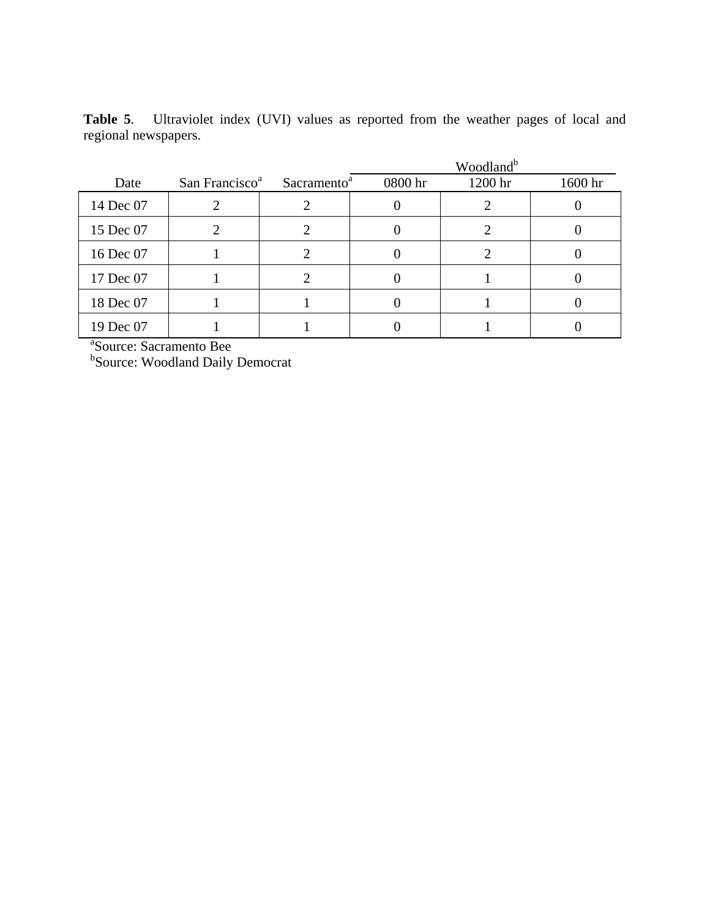**Table 5**. Ultraviolet index (UVI) values as reported from the weather pages of local and regional newspapers.

| Date | San Francisco[a] | Sacramento[a] | Woodland[b] | | |
|---|---|---|---|---|---|
| | | | 0800 hr | 1200 hr | 1600 hr |
| 14 Dec 07 | 2 | 2 | 0 | 2 | 0 |
| 15 Dec 07 | 2 | 2 | 0 | 2 | 0 |
| 16 Dec 07 | 1 | 2 | 0 | 2 | 0 |
| 17 Dec 07 | 1 | 2 | 0 | 1 | 0 |
| 18 Dec 07 | 1 | 1 | 0 | 1 | 0 |
| 19 Dec 07 | 1 | 1 | 0 | 1 | 0 |

[a]Source: Sacramento Bee
[b]Source: Woodland Daily Democrat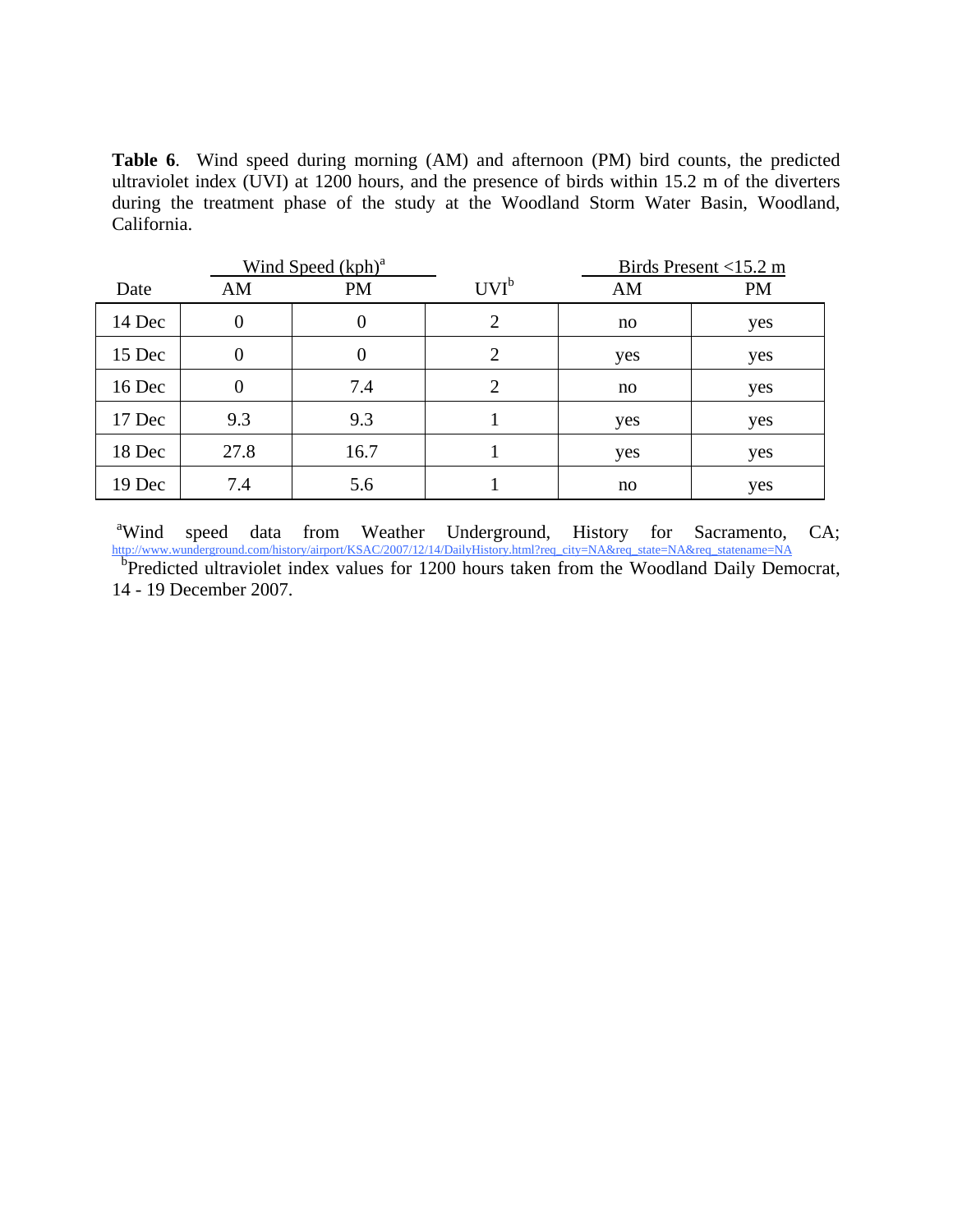**Table 6**. Wind speed during morning (AM) and afternoon (PM) bird counts, the predicted ultraviolet index (UVI) at 1200 hours, and the presence of birds within 15.2 m of the diverters during the treatment phase of the study at the Woodland Storm Water Basin, Woodland, California.

| | Wind Speed (kph)[a] | | | Birds Present <15.2 m | |
|---|---|---|---|---|---|
| Date | AM | PM | UVI[b] | AM | PM |
| 14 Dec | 0 | 0 | 2 | no | yes |
| 15 Dec | 0 | 0 | 2 | yes | yes |
| 16 Dec | 0 | 7.4 | 2 | no | yes |
| 17 Dec | 9.3 | 9.3 | 1 | yes | yes |
| 18 Dec | 27.8 | 16.7 | 1 | yes | yes |
| 19 Dec | 7.4 | 5.6 | 1 | no | yes |

[a]Wind speed data from Weather Underground, History for Sacramento, CA; http://www.wunderground.com/history/airport/KSAC/2007/12/14/DailyHistory.html?req_city=NA&req_state=NA&req_statename=NA

[b]Predicted ultraviolet index values for 1200 hours taken from the Woodland Daily Democrat, 14 - 19 December 2007.